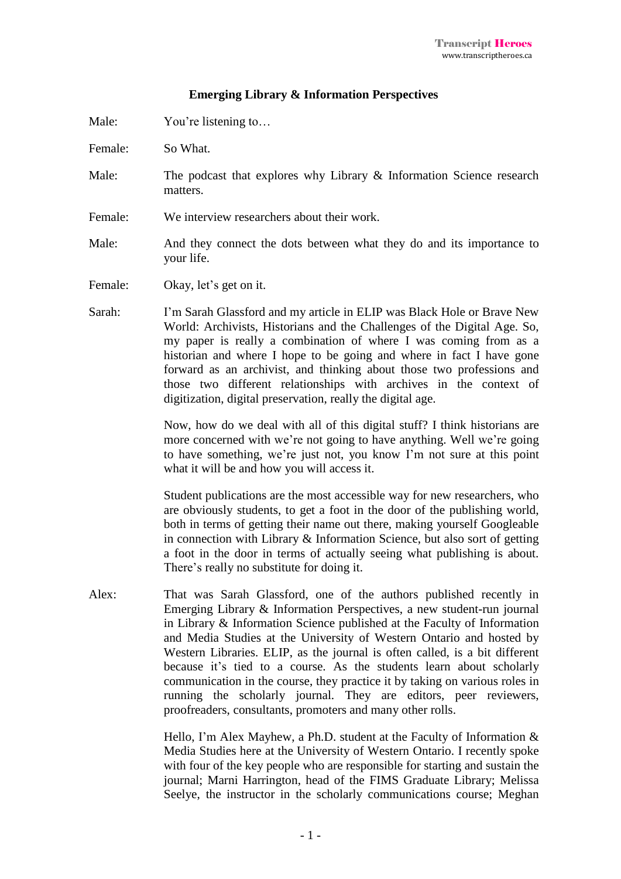# Emerging Library & Information Perspectives

Male: You're listening to…

Female: So What.

Male: The podcast that explores why Library & Information Science research matters.

Female: We interview researchers about their work.

Male: And they connect the dots between what they do and its importance to your life.

Female: Okay, let's get on it.

Sarah: I'm Sarah Glassford and my article in ELIP was Black Hole or Brave New World: Archivists, Historians and the Challenges of the Digital Age. So, my paper is really a combination of where I was coming from as a historian and where I hope to be going and where in fact I have gone forward as an archivist, and thinking about those two professions and those two different relationships with archives in the context of digitization, digital preservation, really the digital age.

Now, how do we deal with all of this digital stuff? I think historians are more concerned with we're not going to have anything. Well we're going to have something, we're just not, you know I'm not sure at this point what it will be and how you will access it.

Student publications are the most accessible way for new researchers, who are obviously students, to get a foot in the door of the publishing world, both in terms of getting their name out there, making yourself Googleable in connection with Library & Information Science, but also sort of getting a foot in the door in terms of actually seeing what publishing is about. There's really no substitute for doing it.

Alex: That was Sarah Glassford, one of the authors published recently in Emerging Library & Information Perspectives, a new student-run journal in Library & Information Science published at the Faculty of Information and Media Studies at the University of Western Ontario and hosted by Western Libraries. ELIP, as the journal is often called, is a bit different because it's tied to a course. As the students learn about scholarly communication in the course, they practice it by taking on various roles in running the scholarly journal. They are editors, peer reviewers, proofreaders, consultants, promoters and many other rolls.

Hello, I'm Alex Mayhew, a Ph.D. student at the Faculty of Information & Media Studies here at the University of Western Ontario. I recently spoke with four of the key people who are responsible for starting and sustain the journal; Marni Harrington, head of the FIMS Graduate Library; Melissa Seelye, the instructor in the scholarly communications course; Meghan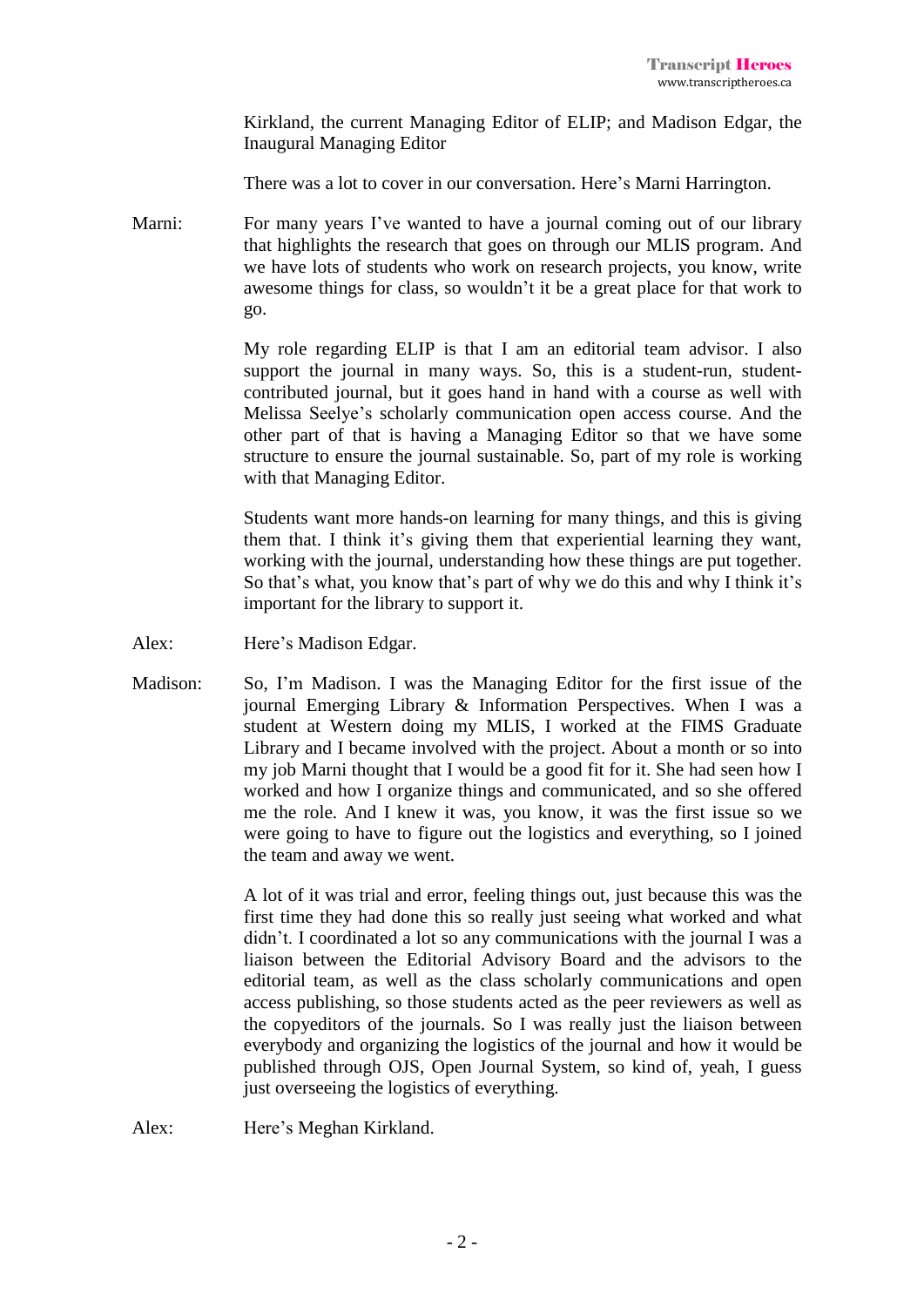Kirkland, the current Managing Editor of ELIP; and Madison Edgar, the Inaugural Managing Editor

There was a lot to cover in our conversation. Here's Marni Harrington.

**Marni:** For many years I've wanted to have a journal coming out of our library that highlights the research that goes on through our MLIS program. And we have lots of students who work on research projects, you know, write awesome things for class, so wouldn't it be a great place for that work to go.

My role regarding ELIP is that I am an editorial team advisor. I also support the journal in many ways. So, this is a student-run, student-contributed journal, but it goes hand in hand with a course as well with Melissa Seelye's scholarly communication open access course. And the other part of that is having a Managing Editor so that we have some structure to ensure the journal sustainable. So, part of my role is working with that Managing Editor.

Students want more hands-on learning for many things, and this is giving them that. I think it's giving them that experiential learning they want, working with the journal, understanding how these things are put together. So that's what, you know that's part of why we do this and why I think it's important for the library to support it.

**Alex:** Here's Madison Edgar.

**Madison:** So, I'm Madison. I was the Managing Editor for the first issue of the journal Emerging Library & Information Perspectives. When I was a student at Western doing my MLIS, I worked at the FIMS Graduate Library and I became involved with the project. About a month or so into my job Marni thought that I would be a good fit for it. She had seen how I worked and how I organize things and communicated, and so she offered me the role. And I knew it was, you know, it was the first issue so we were going to have to figure out the logistics and everything, so I joined the team and away we went.

A lot of it was trial and error, feeling things out, just because this was the first time they had done this so really just seeing what worked and what didn't. I coordinated a lot so any communications with the journal I was a liaison between the Editorial Advisory Board and the advisors to the editorial team, as well as the class scholarly communications and open access publishing, so those students acted as the peer reviewers as well as the copyeditors of the journals. So I was really just the liaison between everybody and organizing the logistics of the journal and how it would be published through OJS, Open Journal System, so kind of, yeah, I guess just overseeing the logistics of everything.

**Alex:** Here's Meghan Kirkland.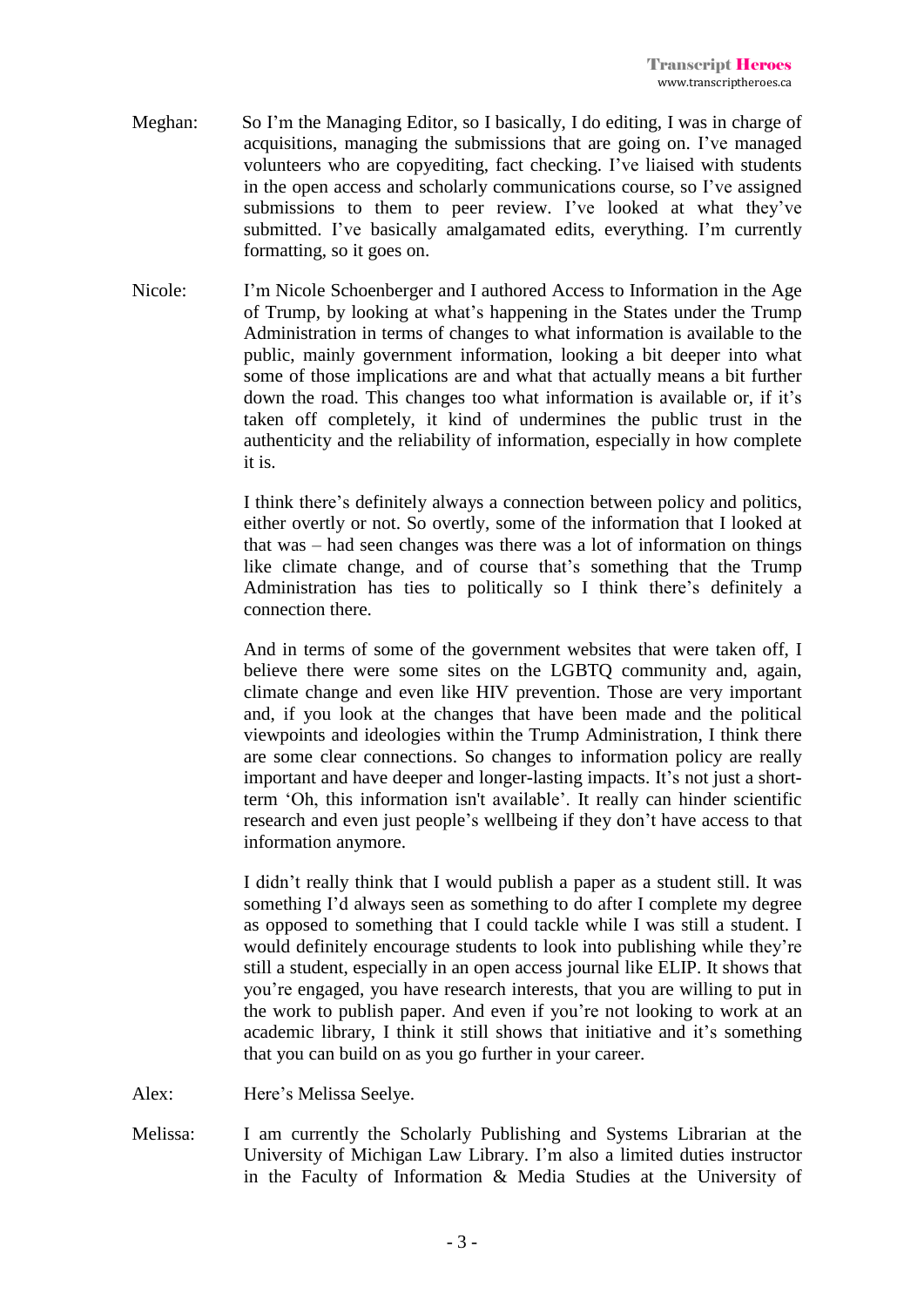Meghan: So I'm the Managing Editor, so I basically, I do editing, I was in charge of acquisitions, managing the submissions that are going on. I've managed volunteers who are copyediting, fact checking. I've liaised with students in the open access and scholarly communications course, so I've assigned submissions to them to peer review. I've looked at what they've submitted. I've basically amalgamated edits, everything. I'm currently formatting, so it goes on.

Nicole: I'm Nicole Schoenberger and I authored Access to Information in the Age of Trump, by looking at what's happening in the States under the Trump Administration in terms of changes to what information is available to the public, mainly government information, looking a bit deeper into what some of those implications are and what that actually means a bit further down the road. This changes too what information is available or, if it's taken off completely, it kind of undermines the public trust in the authenticity and the reliability of information, especially in how complete it is.

I think there's definitely always a connection between policy and politics, either overtly or not. So overtly, some of the information that I looked at that was – had seen changes was there was a lot of information on things like climate change, and of course that's something that the Trump Administration has ties to politically so I think there's definitely a connection there.

And in terms of some of the government websites that were taken off, I believe there were some sites on the LGBTQ community and, again, climate change and even like HIV prevention. Those are very important and, if you look at the changes that have been made and the political viewpoints and ideologies within the Trump Administration, I think there are some clear connections. So changes to information policy are really important and have deeper and longer-lasting impacts. It's not just a short-term 'Oh, this information isn't available'. It really can hinder scientific research and even just people's wellbeing if they don't have access to that information anymore.

I didn't really think that I would publish a paper as a student still. It was something I'd always seen as something to do after I complete my degree as opposed to something that I could tackle while I was still a student. I would definitely encourage students to look into publishing while they're still a student, especially in an open access journal like ELIP. It shows that you're engaged, you have research interests, that you are willing to put in the work to publish paper. And even if you're not looking to work at an academic library, I think it still shows that initiative and it's something that you can build on as you go further in your career.

Alex: Here's Melissa Seelye.

Melissa: I am currently the Scholarly Publishing and Systems Librarian at the University of Michigan Law Library. I'm also a limited duties instructor in the Faculty of Information & Media Studies at the University of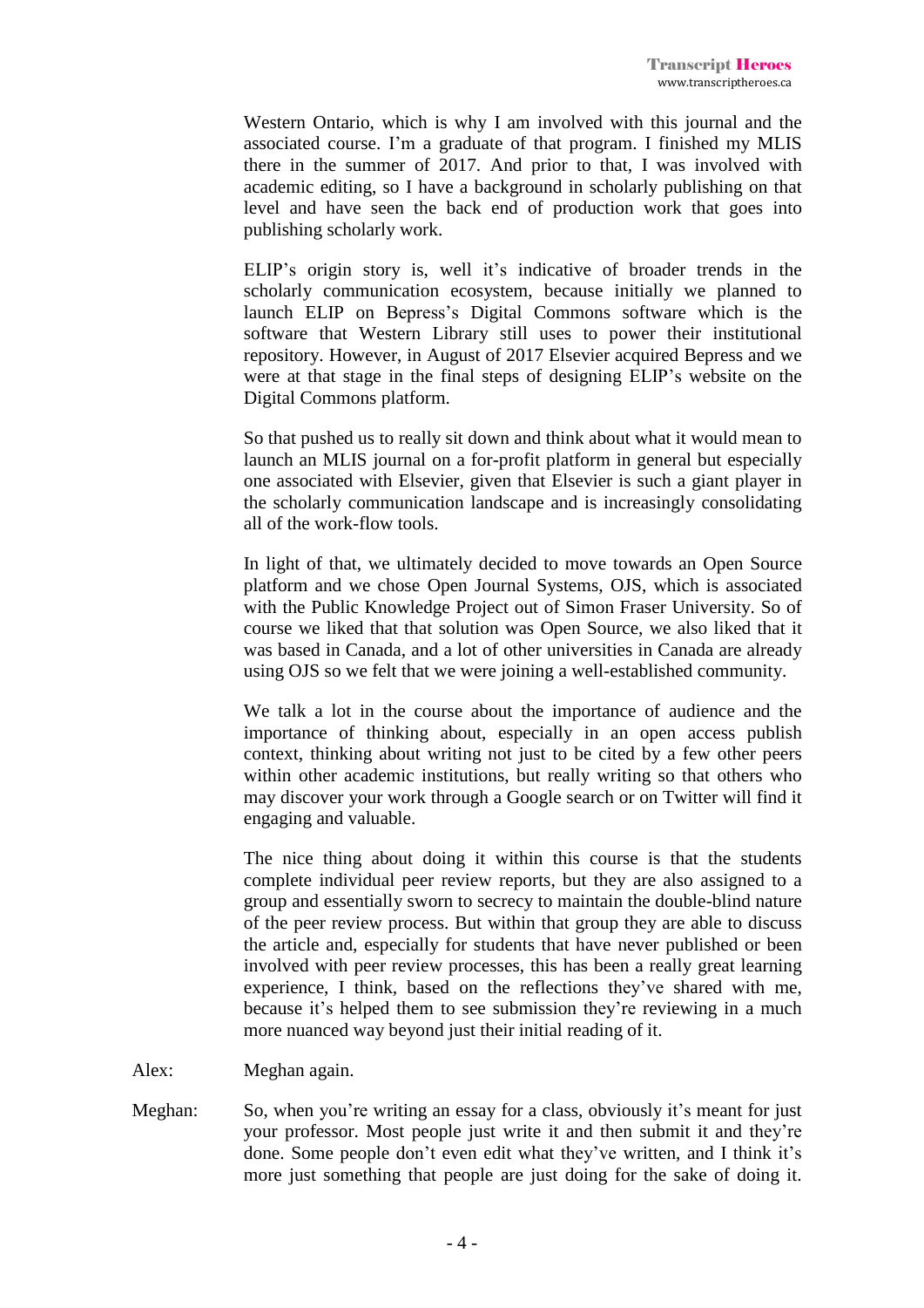Western Ontario, which is why I am involved with this journal and the associated course. I'm a graduate of that program. I finished my MLIS there in the summer of 2017. And prior to that, I was involved with academic editing, so I have a background in scholarly publishing on that level and have seen the back end of production work that goes into publishing scholarly work.

ELIP's origin story is, well it's indicative of broader trends in the scholarly communication ecosystem, because initially we planned to launch ELIP on Bepress's Digital Commons software which is the software that Western Library still uses to power their institutional repository. However, in August of 2017 Elsevier acquired Bepress and we were at that stage in the final steps of designing ELIP's website on the Digital Commons platform.

So that pushed us to really sit down and think about what it would mean to launch an MLIS journal on a for-profit platform in general but especially one associated with Elsevier, given that Elsevier is such a giant player in the scholarly communication landscape and is increasingly consolidating all of the work-flow tools.

In light of that, we ultimately decided to move towards an Open Source platform and we chose Open Journal Systems, OJS, which is associated with the Public Knowledge Project out of Simon Fraser University. So of course we liked that that solution was Open Source, we also liked that it was based in Canada, and a lot of other universities in Canada are already using OJS so we felt that we were joining a well-established community.

We talk a lot in the course about the importance of audience and the importance of thinking about, especially in an open access publish context, thinking about writing not just to be cited by a few other peers within other academic institutions, but really writing so that others who may discover your work through a Google search or on Twitter will find it engaging and valuable.

The nice thing about doing it within this course is that the students complete individual peer review reports, but they are also assigned to a group and essentially sworn to secrecy to maintain the double-blind nature of the peer review process. But within that group they are able to discuss the article and, especially for students that have never published or been involved with peer review processes, this has been a really great learning experience, I think, based on the reflections they've shared with me, because it's helped them to see submission they're reviewing in a much more nuanced way beyond just their initial reading of it.

Alex: Meghan again.

Meghan: So, when you're writing an essay for a class, obviously it's meant for just your professor. Most people just write it and then submit it and they're done. Some people don't even edit what they've written, and I think it's more just something that people are just doing for the sake of doing it.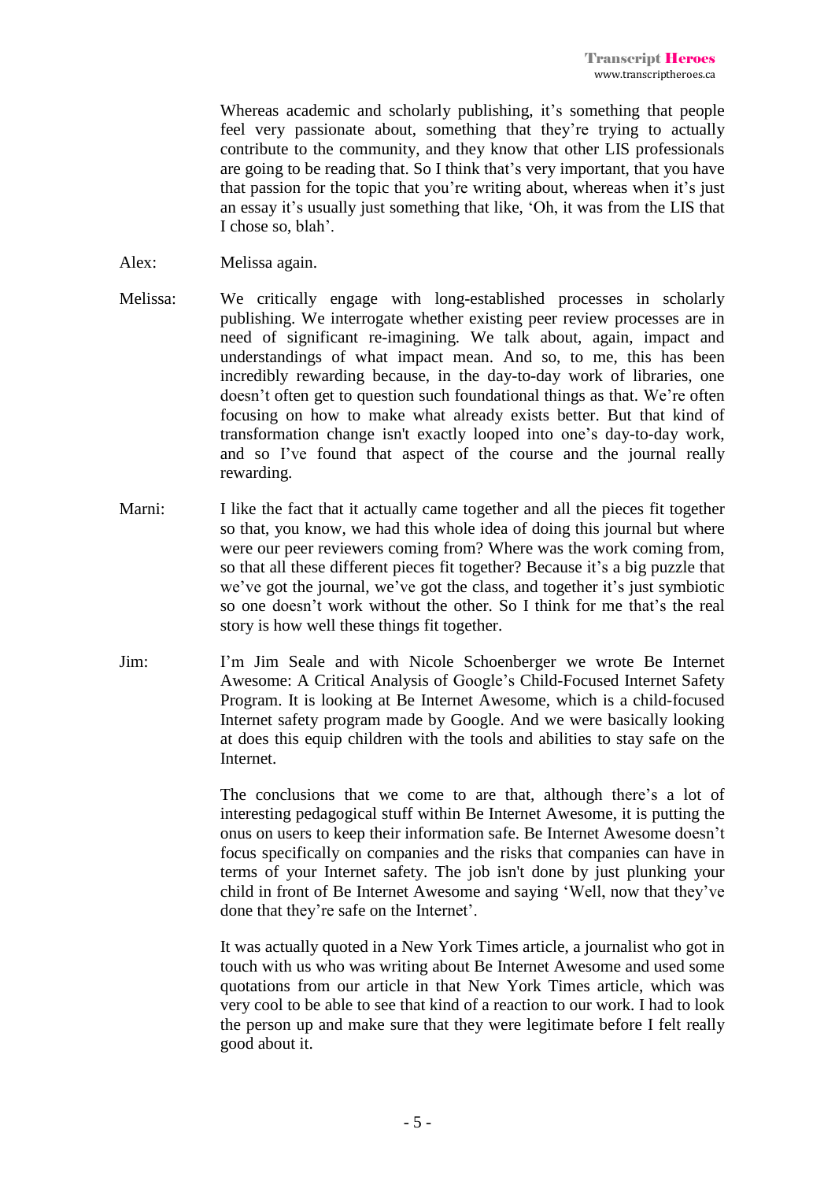Whereas academic and scholarly publishing, it's something that people feel very passionate about, something that they're trying to actually contribute to the community, and they know that other LIS professionals are going to be reading that. So I think that's very important, that you have that passion for the topic that you're writing about, whereas when it's just an essay it's usually just something that like, 'Oh, it was from the LIS that I chose so, blah'.

Alex: Melissa again.

Melissa: We critically engage with long-established processes in scholarly publishing. We interrogate whether existing peer review processes are in need of significant re-imagining. We talk about, again, impact and understandings of what impact mean. And so, to me, this has been incredibly rewarding because, in the day-to-day work of libraries, one doesn't often get to question such foundational things as that. We're often focusing on how to make what already exists better. But that kind of transformation change isn't exactly looped into one's day-to-day work, and so I've found that aspect of the course and the journal really rewarding.

Marni: I like the fact that it actually came together and all the pieces fit together so that, you know, we had this whole idea of doing this journal but where were our peer reviewers coming from? Where was the work coming from, so that all these different pieces fit together? Because it's a big puzzle that we've got the journal, we've got the class, and together it's just symbiotic so one doesn't work without the other. So I think for me that's the real story is how well these things fit together.

Jim: I'm Jim Seale and with Nicole Schoenberger we wrote Be Internet Awesome: A Critical Analysis of Google's Child-Focused Internet Safety Program. It is looking at Be Internet Awesome, which is a child-focused Internet safety program made by Google. And we were basically looking at does this equip children with the tools and abilities to stay safe on the Internet.

The conclusions that we come to are that, although there's a lot of interesting pedagogical stuff within Be Internet Awesome, it is putting the onus on users to keep their information safe. Be Internet Awesome doesn't focus specifically on companies and the risks that companies can have in terms of your Internet safety. The job isn't done by just plunking your child in front of Be Internet Awesome and saying 'Well, now that they've done that they're safe on the Internet'.

It was actually quoted in a New York Times article, a journalist who got in touch with us who was writing about Be Internet Awesome and used some quotations from our article in that New York Times article, which was very cool to be able to see that kind of a reaction to our work. I had to look the person up and make sure that they were legitimate before I felt really good about it.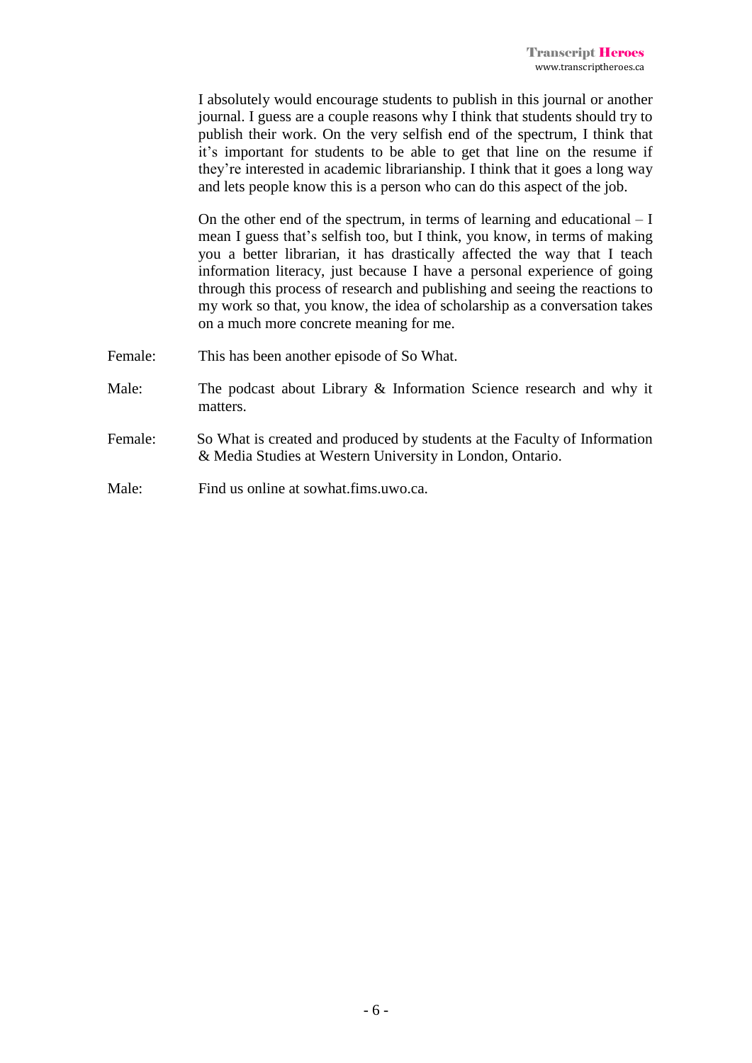I absolutely would encourage students to publish in this journal or another journal. I guess are a couple reasons why I think that students should try to publish their work. On the very selfish end of the spectrum, I think that it's important for students to be able to get that line on the resume if they're interested in academic librarianship. I think that it goes a long way and lets people know this is a person who can do this aspect of the job.

On the other end of the spectrum, in terms of learning and educational – I mean I guess that's selfish too, but I think, you know, in terms of making you a better librarian, it has drastically affected the way that I teach information literacy, just because I have a personal experience of going through this process of research and publishing and seeing the reactions to my work so that, you know, the idea of scholarship as a conversation takes on a much more concrete meaning for me.

Female: This has been another episode of So What.

Male: The podcast about Library & Information Science research and why it matters.

Female: So What is created and produced by students at the Faculty of Information & Media Studies at Western University in London, Ontario.

Male: Find us online at sowhat.fims.uwo.ca.